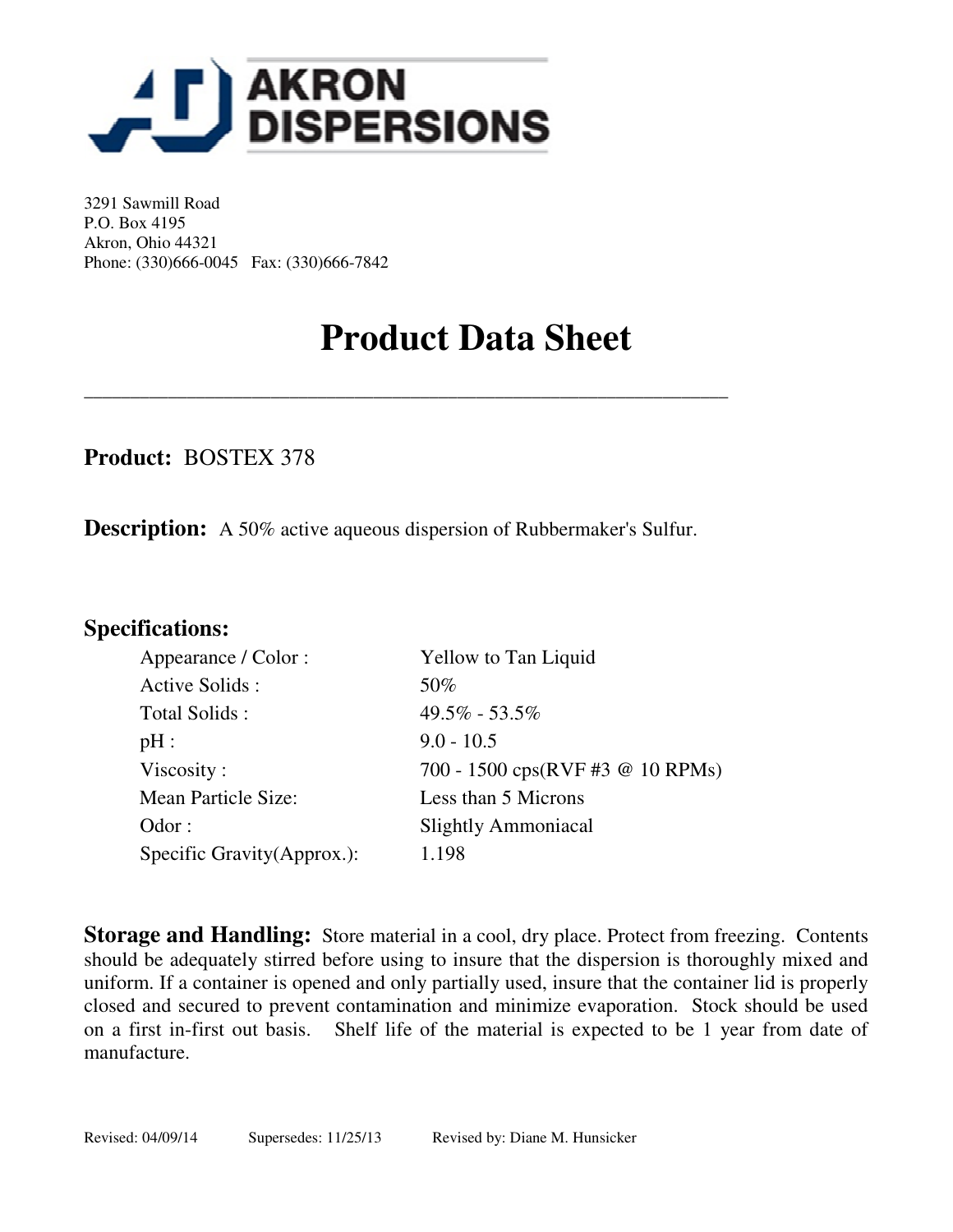AKRON DISPERSIONS

3291 Sawmill Road
P.O. Box 4195
Akron, Ohio 44321
Phone: (330)666-0045 Fax: (330)666-7842

# Product Data Sheet

---

**Product:** BOSTEX 378

**Description:** A 50% active aqueous dispersion of Rubbermaker's Sulfur.

## Specifications:

| | |
|---|---|
| Appearance / Color : | Yellow to Tan Liquid |
| Active Solids : | 50% |
| Total Solids : | 49.5% - 53.5% |
| pH : | 9.0 - 10.5 |
| Viscosity : | 700 - 1500 cps(RVF #3 @ 10 RPMs) |
| Mean Particle Size: | Less than 5 Microns |
| Odor : | Slightly Ammoniacal |
| Specific Gravity(Approx.): | 1.198 |

**Storage and Handling:** Store material in a cool, dry place. Protect from freezing. Contents should be adequately stirred before using to insure that the dispersion is thoroughly mixed and uniform. If a container is opened and only partially used, insure that the container lid is properly closed and secured to prevent contamination and minimize evaporation. Stock should be used on a first in-first out basis. Shelf life of the material is expected to be 1 year from date of manufacture.

Revised: 04/09/14 Supersedes: 11/25/13 Revised by: Diane M. Hunsicker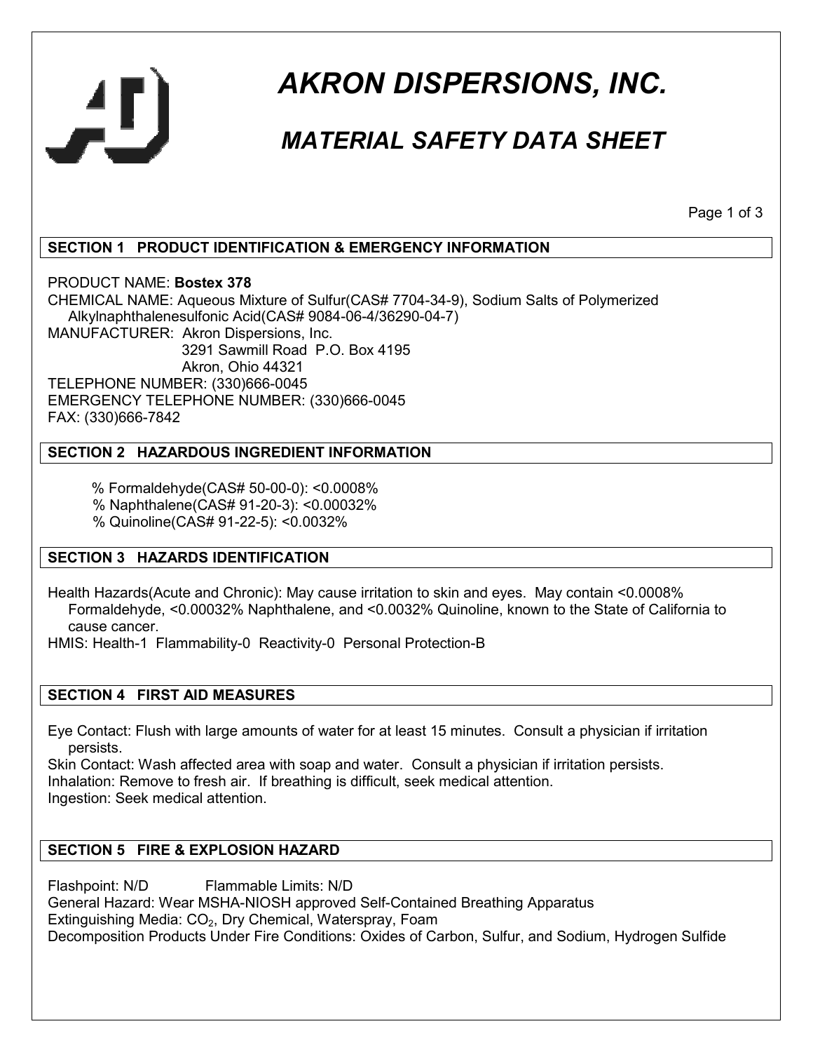# AKRON DISPERSIONS, INC.

## MATERIAL SAFETY DATA SHEET

### SECTION 1 PRODUCT IDENTIFICATION & EMERGENCY INFORMATION

PRODUCT NAME: **Bostex 378**
CHEMICAL NAME: Aqueous Mixture of Sulfur(CAS# 7704-34-9), Sodium Salts of Polymerized Alkylnaphthalenesulfonic Acid(CAS# 9084-06-4/36290-04-7)
MANUFACTURER: Akron Dispersions, Inc.
3291 Sawmill Road P.O. Box 4195
Akron, Ohio 44321
TELEPHONE NUMBER: (330)666-0045
EMERGENCY TELEPHONE NUMBER: (330)666-0045
FAX: (330)666-7842

### SECTION 2 HAZARDOUS INGREDIENT INFORMATION

% Formaldehyde(CAS# 50-00-0): <0.0008%
% Naphthalene(CAS# 91-20-3): <0.00032%
% Quinoline(CAS# 91-22-5): <0.0032%

### SECTION 3 HAZARDS IDENTIFICATION

Health Hazards(Acute and Chronic): May cause irritation to skin and eyes. May contain <0.0008% Formaldehyde, <0.00032% Naphthalene, and <0.0032% Quinoline, known to the State of California to cause cancer.
HMIS: Health-1 Flammability-0 Reactivity-0 Personal Protection-B

### SECTION 4 FIRST AID MEASURES

Eye Contact: Flush with large amounts of water for at least 15 minutes. Consult a physician if irritation persists.
Skin Contact: Wash affected area with soap and water. Consult a physician if irritation persists.
Inhalation: Remove to fresh air. If breathing is difficult, seek medical attention.
Ingestion: Seek medical attention.

### SECTION 5 FIRE & EXPLOSION HAZARD

Flashpoint: N/D Flammable Limits: N/D
General Hazard: Wear MSHA-NIOSH approved Self-Contained Breathing Apparatus
Extinguishing Media: $CO_2$, Dry Chemical, Waterspray, Foam
Decomposition Products Under Fire Conditions: Oxides of Carbon, Sulfur, and Sodium, Hydrogen Sulfide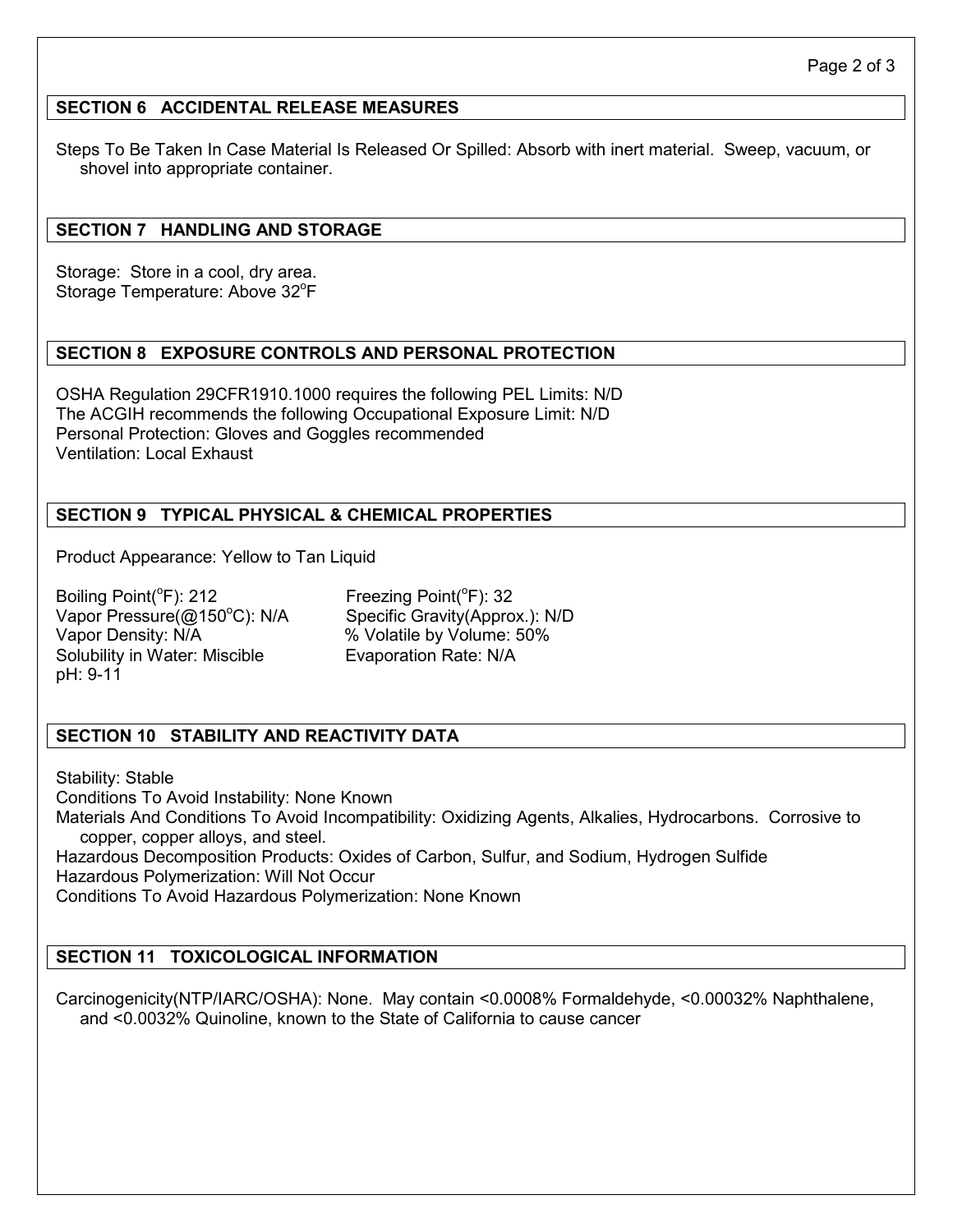## SECTION 6 ACCIDENTAL RELEASE MEASURES

Steps To Be Taken In Case Material Is Released Or Spilled: Absorb with inert material. Sweep, vacuum, or shovel into appropriate container.

## SECTION 7 HANDLING AND STORAGE

Storage: Store in a cool, dry area.
Storage Temperature: Above 32°F

## SECTION 8 EXPOSURE CONTROLS AND PERSONAL PROTECTION

OSHA Regulation 29CFR1910.1000 requires the following PEL Limits: N/D
The ACGIH recommends the following Occupational Exposure Limit: N/D
Personal Protection: Gloves and Goggles recommended
Ventilation: Local Exhaust

## SECTION 9 TYPICAL PHYSICAL & CHEMICAL PROPERTIES

Product Appearance: Yellow to Tan Liquid

Boiling Point(°F): 212
Vapor Pressure(@150°C): N/A
Vapor Density: N/A
Solubility in Water: Miscible
pH: 9-11
Freezing Point(°F): 32
Specific Gravity(Approx.): N/D
% Volatile by Volume: 50%
Evaporation Rate: N/A

## SECTION 10 STABILITY AND REACTIVITY DATA

Stability: Stable
Conditions To Avoid Instability: None Known
Materials And Conditions To Avoid Incompatibility: Oxidizing Agents, Alkalies, Hydrocarbons. Corrosive to copper, copper alloys, and steel.
Hazardous Decomposition Products: Oxides of Carbon, Sulfur, and Sodium, Hydrogen Sulfide
Hazardous Polymerization: Will Not Occur
Conditions To Avoid Hazardous Polymerization: None Known

## SECTION 11 TOXICOLOGICAL INFORMATION

Carcinogenicity(NTP/IARC/OSHA): None. May contain <0.0008% Formaldehyde, <0.00032% Naphthalene, and <0.0032% Quinoline, known to the State of California to cause cancer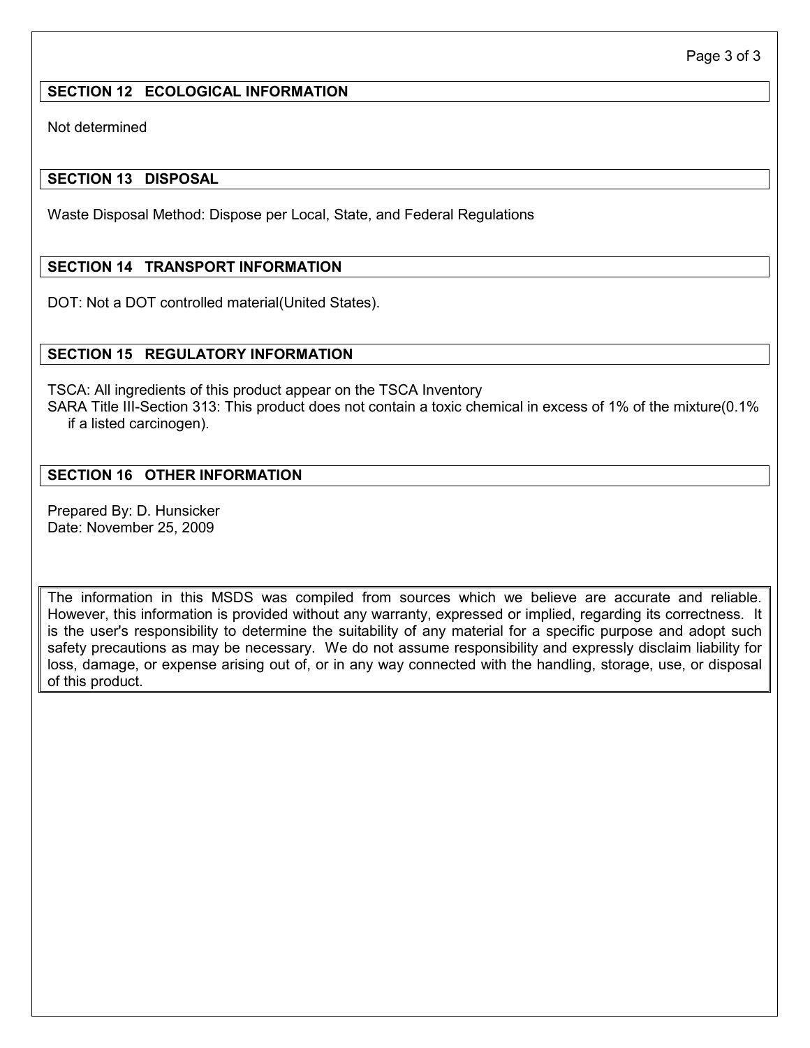## SECTION 12 ECOLOGICAL INFORMATION

Not determined

## SECTION 13 DISPOSAL

Waste Disposal Method: Dispose per Local, State, and Federal Regulations

## SECTION 14 TRANSPORT INFORMATION

DOT: Not a DOT controlled material(United States).

## SECTION 15 REGULATORY INFORMATION

TSCA: All ingredients of this product appear on the TSCA Inventory
SARA Title III-Section 313: This product does not contain a toxic chemical in excess of 1% of the mixture(0.1% if a listed carcinogen).

## SECTION 16 OTHER INFORMATION

Prepared By: D. Hunsicker
Date: November 25, 2009

The information in this MSDS was compiled from sources which we believe are accurate and reliable. However, this information is provided without any warranty, expressed or implied, regarding its correctness. It is the user's responsibility to determine the suitability of any material for a specific purpose and adopt such safety precautions as may be necessary. We do not assume responsibility and expressly disclaim liability for loss, damage, or expense arising out of, or in any way connected with the handling, storage, use, or disposal of this product.